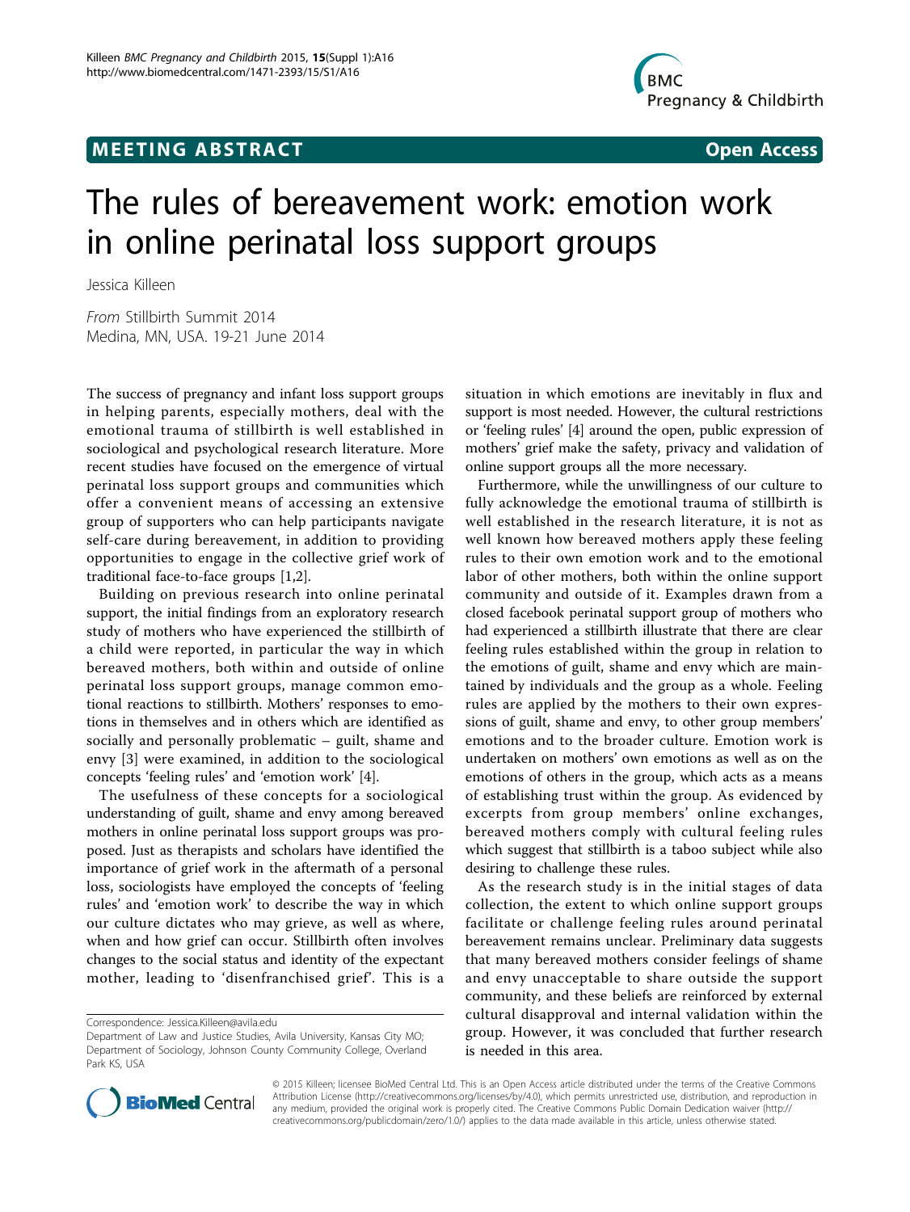MEETING ABSTRACT

Open Access

# The rules of bereavement work: emotion work in online perinatal loss support groups

Jessica Killeen

*From* Stillbirth Summit 2014
Medina, MN, USA. 19-21 June 2014

The success of pregnancy and infant loss support groups in helping parents, especially mothers, deal with the emotional trauma of stillbirth is well established in sociological and psychological research literature. More recent studies have focused on the emergence of virtual perinatal loss support groups and communities which offer a convenient means of accessing an extensive group of supporters who can help participants navigate self-care during bereavement, in addition to providing opportunities to engage in the collective grief work of traditional face-to-face groups [1,2].

Building on previous research into online perinatal support, the initial findings from an exploratory research study of mothers who have experienced the stillbirth of a child were reported, in particular the way in which bereaved mothers, both within and outside of online perinatal loss support groups, manage common emotional reactions to stillbirth. Mothers' responses to emotions in themselves and in others which are identified as socially and personally problematic – guilt, shame and envy [3] were examined, in addition to the sociological concepts 'feeling rules' and 'emotion work' [4].

The usefulness of these concepts for a sociological understanding of guilt, shame and envy among bereaved mothers in online perinatal loss support groups was proposed. Just as therapists and scholars have identified the importance of grief work in the aftermath of a personal loss, sociologists have employed the concepts of 'feeling rules' and 'emotion work' to describe the way in which our culture dictates who may grieve, as well as where, when and how grief can occur. Stillbirth often involves changes to the social status and identity of the expectant mother, leading to 'disenfranchised grief'. This is a situation in which emotions are inevitably in flux and support is most needed. However, the cultural restrictions or 'feeling rules' [4] around the open, public expression of mothers' grief make the safety, privacy and validation of online support groups all the more necessary.

Furthermore, while the unwillingness of our culture to fully acknowledge the emotional trauma of stillbirth is well established in the research literature, it is not as well known how bereaved mothers apply these feeling rules to their own emotion work and to the emotional labor of other mothers, both within the online support community and outside of it. Examples drawn from a closed facebook perinatal support group of mothers who had experienced a stillbirth illustrate that there are clear feeling rules established within the group in relation to the emotions of guilt, shame and envy which are maintained by individuals and the group as a whole. Feeling rules are applied by the mothers to their own expressions of guilt, shame and envy, to other group members' emotions and to the broader culture. Emotion work is undertaken on mothers' own emotions as well as on the emotions of others in the group, which acts as a means of establishing trust within the group. As evidenced by excerpts from group members' online exchanges, bereaved mothers comply with cultural feeling rules which suggest that stillbirth is a taboo subject while also desiring to challenge these rules.

As the research study is in the initial stages of data collection, the extent to which online support groups facilitate or challenge feeling rules around perinatal bereavement remains unclear. Preliminary data suggests that many bereaved mothers consider feelings of shame and envy unacceptable to share outside the support community, and these beliefs are reinforced by external cultural disapproval and internal validation within the group. However, it was concluded that further research is needed in this area.

Correspondence: Jessica.Killeen@avila.edu
Department of Law and Justice Studies, Avila University, Kansas City MO; Department of Sociology, Johnson County Community College, Overland Park KS, USA

© 2015 Killeen; licensee BioMed Central Ltd. This is an Open Access article distributed under the terms of the Creative Commons Attribution License (http://creativecommons.org/licenses/by/4.0), which permits unrestricted use, distribution, and reproduction in any medium, provided the original work is properly cited. The Creative Commons Public Domain Dedication waiver (http://creativecommons.org/publicdomain/zero/1.0/) applies to the data made available in this article, unless otherwise stated.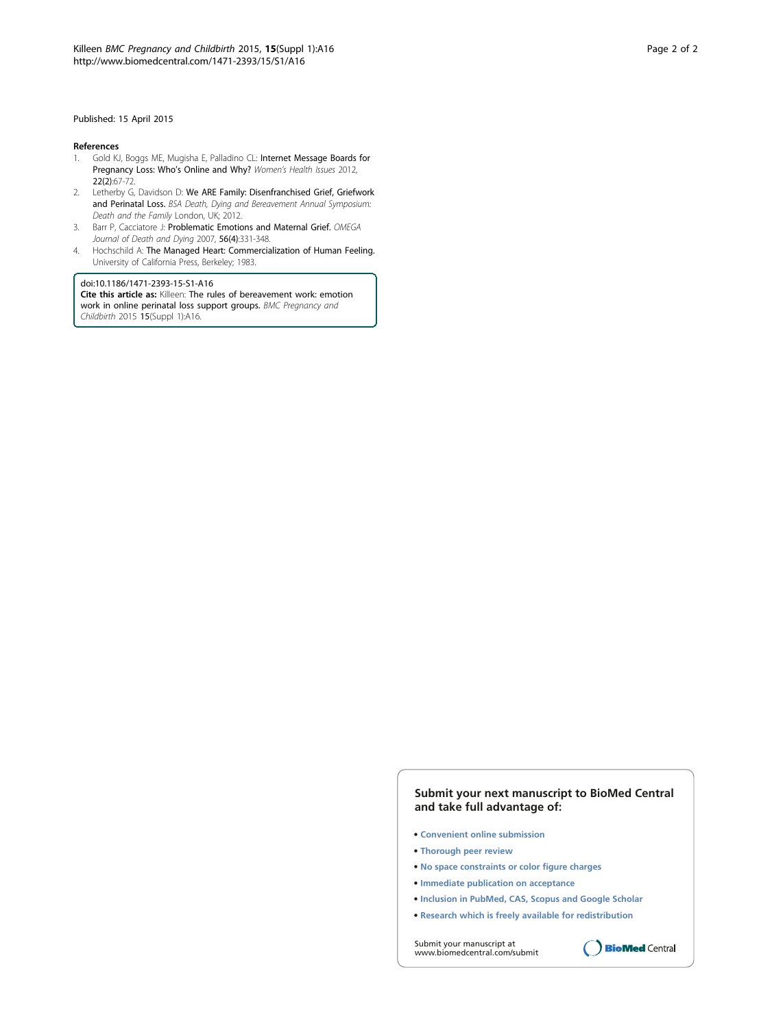Published: 15 April 2015

## References

1. Gold KJ, Boggs ME, Mugisha E, Palladino CL: **Internet Message Boards for Pregnancy Loss: Who's Online and Why?** *Women's Health Issues* 2012, **22(2)**:67-72.
2. Letherby G, Davidson D: **We ARE Family: Disenfranchised Grief, Griefwork and Perinatal Loss.** *BSA Death, Dying and Bereavement Annual Symposium: Death and the Family* London, UK; 2012.
3. Barr P, Cacciatore J: **Problematic Emotions and Maternal Grief.** *OMEGA Journal of Death and Dying* 2007, **56(4)**:331-348.
4. Hochschild A: **The Managed Heart: Commercialization of Human Feeling.** University of California Press, Berkeley; 1983.

doi:10.1186/1471-2393-15-S1-A16
**Cite this article as:** Killeen: The rules of bereavement work: emotion work in online perinatal loss support groups. *BMC Pregnancy and Childbirth* 2015 **15**(Suppl 1):A16.

**Submit your next manuscript to BioMed Central and take full advantage of:**

- Convenient online submission
- Thorough peer review
- No space constraints or color figure charges
- Immediate publication on acceptance
- Inclusion in PubMed, CAS, Scopus and Google Scholar
- Research which is freely available for redistribution

Submit your manuscript at
www.biomedcentral.com/submit

BioMed Central